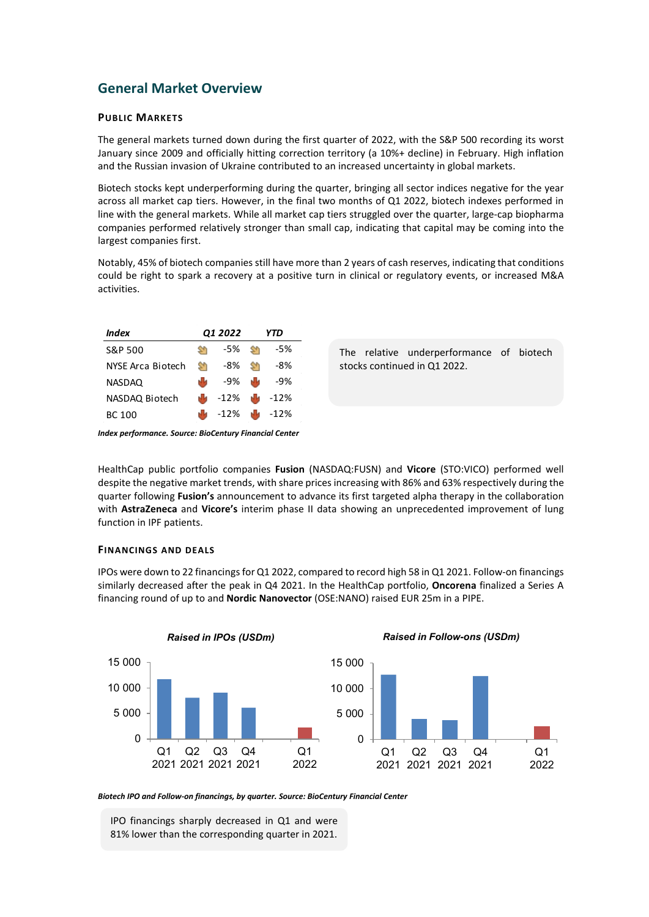## General Market Overview

### Public Markets

The general markets turned down during the first quarter of 2022, with the S&P 500 recording its worst January since 2009 and officially hitting correction territory (a 10%+ decline) in February. High inflation and the Russian invasion of Ukraine contributed to an increased uncertainty in global markets.

Biotech stocks kept underperforming during the quarter, bringing all sector indices negative for the year across all market cap tiers. However, in the final two months of Q1 2022, biotech indexes performed in line with the general markets. While all market cap tiers struggled over the quarter, large-cap biopharma companies performed relatively stronger than small cap, indicating that capital may be coming into the largest companies first.

Notably, 45% of biotech companies still have more than 2 years of cash reserves, indicating that conditions could be right to spark a recovery at a positive turn in clinical or regulatory events, or increased M&A activities.

| *Index* | *Q1 2022* | *YTD* |
|---|---|---|
| S&P 500 | -5% | -5% |
| NYSE Arca Biotech | -8% | -8% |
| NASDAQ | -9% | -9% |
| NASDAQ Biotech | -12% | -12% |
| BC 100 | -12% | -12% |

***Index performance. Source: BioCentury Financial Center***

The relative underperformance of biotech stocks continued in Q1 2022.

HealthCap public portfolio companies **Fusion** (NASDAQ:FUSN) and **Vicore** (STO:VICO) performed well despite the negative market trends, with share prices increasing with 86% and 63% respectively during the quarter following **Fusion's** announcement to advance its first targeted alpha therapy in the collaboration with **AstraZeneca** and **Vicore's** interim phase II data showing an unprecedented improvement of lung function in IPF patients.

### Financings and Deals

IPOs were down to 22 financings for Q1 2022, compared to record high 58 in Q1 2021. Follow-on financings similarly decreased after the peak in Q4 2021. In the HealthCap portfolio, **Oncorena** finalized a Series A financing round of up to and **Nordic Nanovector** (OSE:NANO) raised EUR 25m in a PIPE.

***Raised in IPOs (USDm)***

***Raised in Follow-ons (USDm)***

***Biotech IPO and Follow-on financings, by quarter. Source: BioCentury Financial Center***

IPO financings sharply decreased in Q1 and were 81% lower than the corresponding quarter in 2021.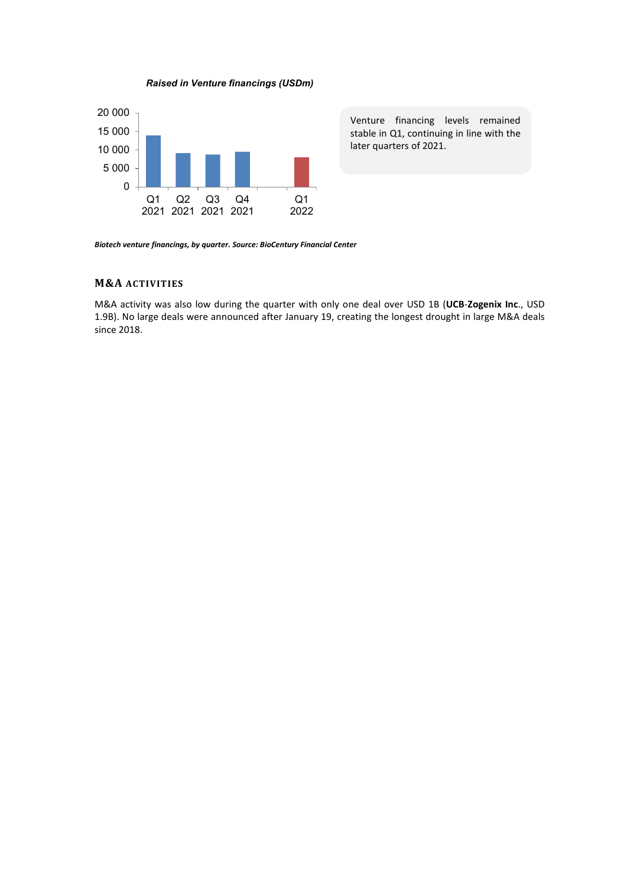*Raised in Venture financings (USDm)*

20 000
15 000
10 000
5 000
0

Q1 2021
Q2 2021
Q3 2021
Q4 2021
Q1 2022

Venture financing levels remained stable in Q1, continuing in line with the later quarters of 2021.

***Biotech venture financings, by quarter. Source: BioCentury Financial Center***

## M&A ACTIVITIES

M&A activity was also low during the quarter with only one deal over USD 1B (**UCB**-**Zogenix Inc**., USD 1.9B). No large deals were announced after January 19, creating the longest drought in large M&A deals since 2018.